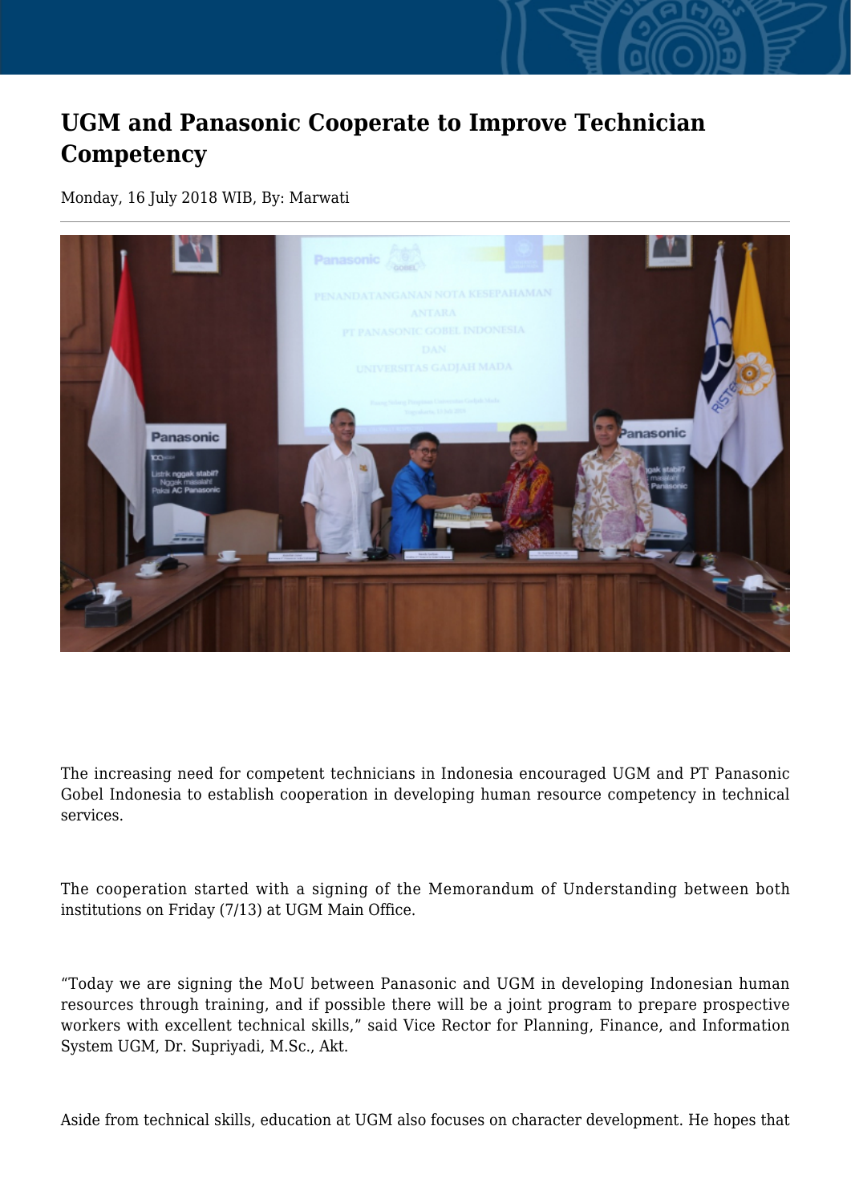# UGM and Panasonic Cooperate to Improve Technician Competency

Monday, 16 July 2018 WIB, By: Marwati

The increasing need for competent technicians in Indonesia encouraged UGM and PT Panasonic Gobel Indonesia to establish cooperation in developing human resource competency in technical services.

The cooperation started with a signing of the Memorandum of Understanding between both institutions on Friday (7/13) at UGM Main Office.

“Today we are signing the MoU between Panasonic and UGM in developing Indonesian human resources through training, and if possible there will be a joint program to prepare prospective workers with excellent technical skills,” said Vice Rector for Planning, Finance, and Information System UGM, Dr. Supriyadi, M.Sc., Akt.

Aside from technical skills, education at UGM also focuses on character development. He hopes that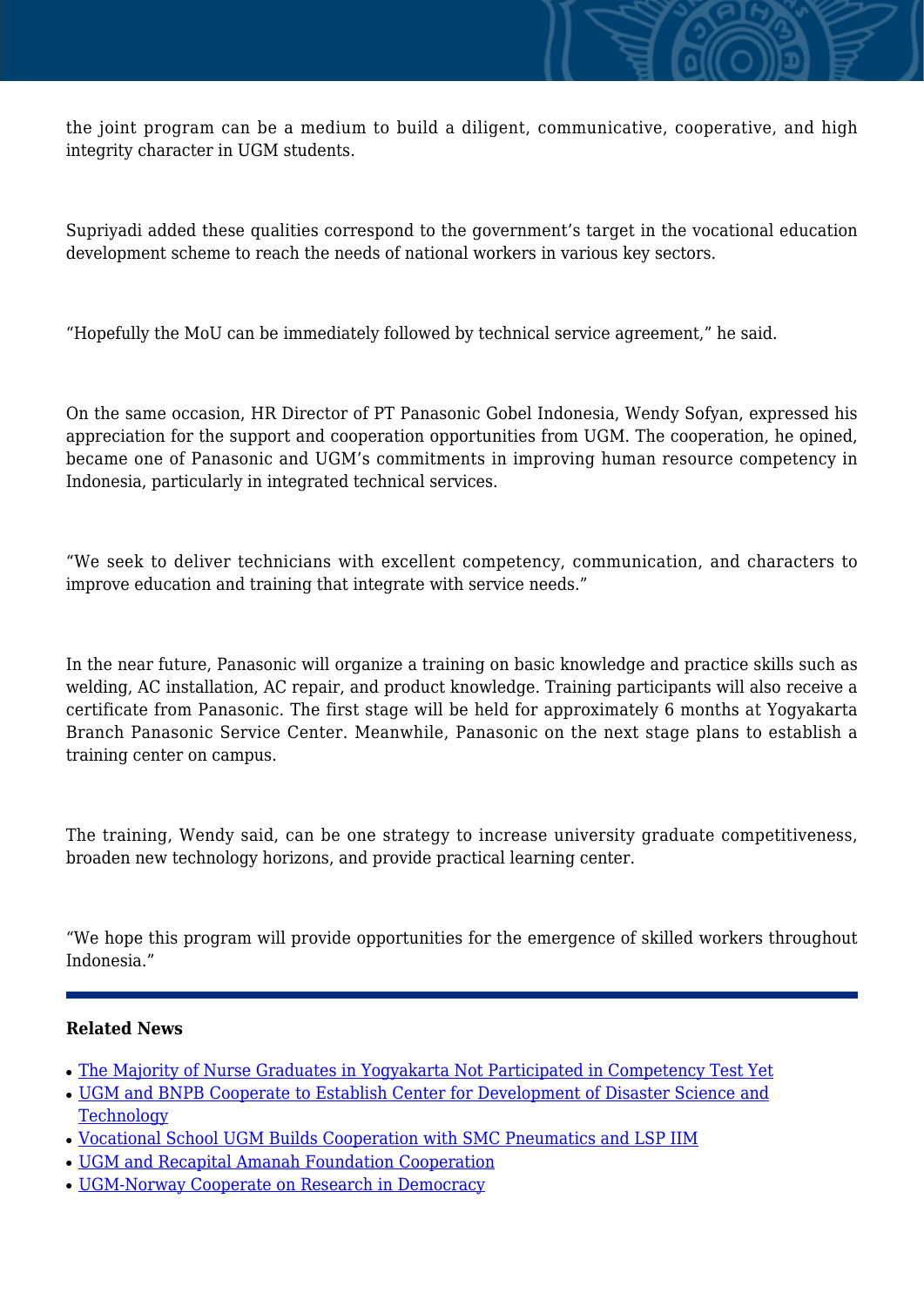the joint program can be a medium to build a diligent, communicative, cooperative, and high integrity character in UGM students.

Supriyadi added these qualities correspond to the government's target in the vocational education development scheme to reach the needs of national workers in various key sectors.

"Hopefully the MoU can be immediately followed by technical service agreement," he said.

On the same occasion, HR Director of PT Panasonic Gobel Indonesia, Wendy Sofyan, expressed his appreciation for the support and cooperation opportunities from UGM. The cooperation, he opined, became one of Panasonic and UGM's commitments in improving human resource competency in Indonesia, particularly in integrated technical services.

"We seek to deliver technicians with excellent competency, communication, and characters to improve education and training that integrate with service needs."

In the near future, Panasonic will organize a training on basic knowledge and practice skills such as welding, AC installation, AC repair, and product knowledge. Training participants will also receive a certificate from Panasonic. The first stage will be held for approximately 6 months at Yogyakarta Branch Panasonic Service Center. Meanwhile, Panasonic on the next stage plans to establish a training center on campus.

The training, Wendy said, can be one strategy to increase university graduate competitiveness, broaden new technology horizons, and provide practical learning center.

"We hope this program will provide opportunities for the emergence of skilled workers throughout Indonesia."

---

**Related News**

- The Majority of Nurse Graduates in Yogyakarta Not Participated in Competency Test Yet
- UGM and BNPB Cooperate to Establish Center for Development of Disaster Science and Technology
- Vocational School UGM Builds Cooperation with SMC Pneumatics and LSP IIM
- UGM and Recapital Amanah Foundation Cooperation
- UGM-Norway Cooperate on Research in Democracy